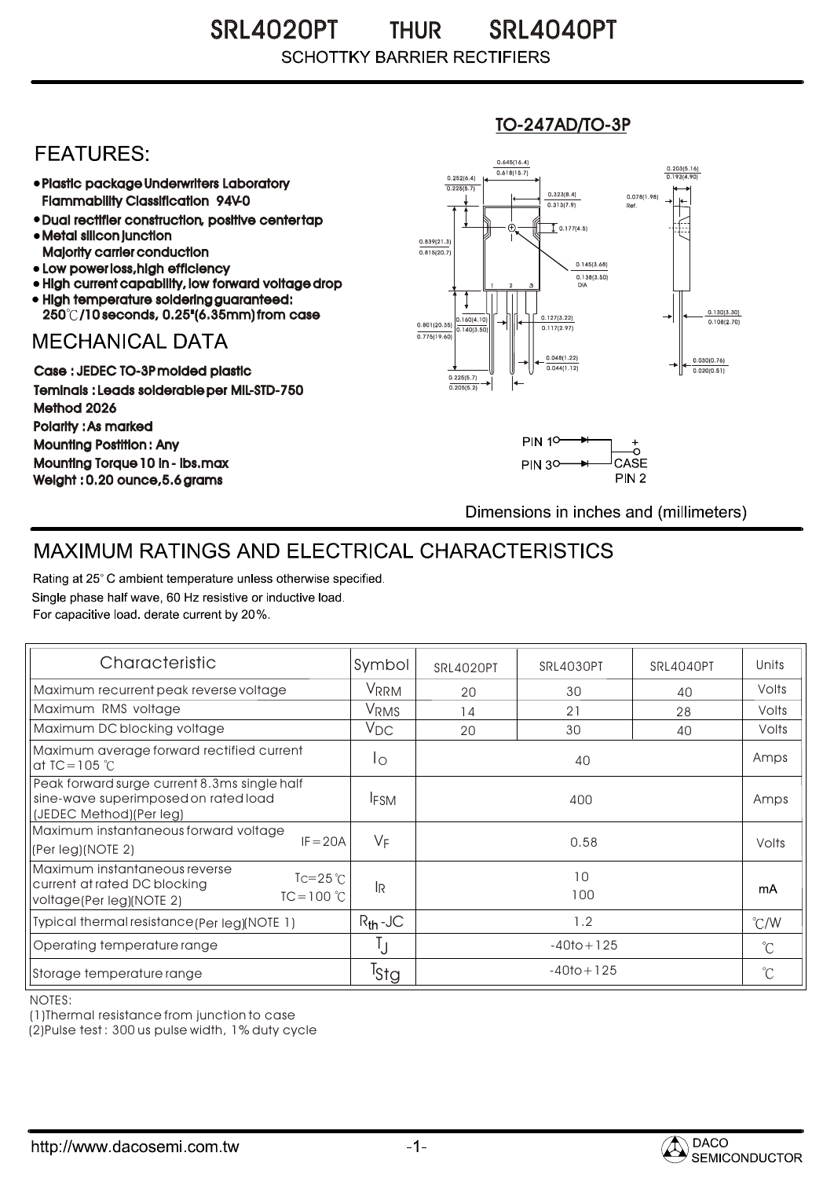# SRL4020PT THUR SRL4040PT

## SCHOTTKY BARRIER RECTIFIERS

TO-247AD/TO-3P

## FEATURES:

- Plastic package Underwriters Laboratory Flammability Classification 94V-0
- Dual rectifier construction, positive center tap
- Metal silicon junction Majority carrier conduction
- Low power loss,high efficiency
- High current capability, low forward voltage drop
- High temperature soldering guaranteed: 250℃/10 seconds, 0.25"(6.35mm) from case

## MECHANICAL DATA

Case : JEDEC TO-3P molded plastic

Teminals : Leads solderable per MIL-STD-750 Method 2026

Polarity : As marked

Mounting Postition : Any

Mounting Torque 10 in - lbs.max

Weight : 0.20 ounce,5.6 grams

PIN 1 → + ; PIN 3 → CASE PIN 2

Dimensions in inches and (millimeters)

## MAXIMUM RATINGS AND ELECTRICAL CHARACTERISTICS

Rating at 25° C ambient temperature unless otherwise specified.
Single phase half wave, 60 Hz resistive or inductive load.
For capacitive load. derate current by 20%.

| Characteristic | Symbol | SRL4020PT | SRL4030PT | SRL4040PT | Units |
|---|---|---|---|---|---|
| Maximum recurrent peak reverse voltage | $V_{RRM}$ | 20 | 30 | 40 | Volts |
| Maximum RMS voltage | $V_{RMS}$ | 14 | 21 | 28 | Volts |
| Maximum DC blocking voltage | $V_{DC}$ | 20 | 30 | 40 | Volts |
| Maximum average forward rectified current at TC=105 ℃ | $I_O$ | | 40 | | Amps |
| Peak forward surge current 8.3ms single half sine-wave superimposed on rated load (JEDEC Method)(Per leg) | $I_{FSM}$ | | 400 | | Amps |
| Maximum instantaneous forward voltage (Per leg)(NOTE 2) IF=20A | $V_F$ | | 0.58 | | Volts |
| Maximum instantaneous reverse current at rated DC blocking voltage(Per leg)(NOTE 2) TC=25℃ / TC=100℃ | $I_R$ | | 10 / 100 | | mA |
| Typical thermal resistance (Per leg)(NOTE 1) | $R_{th}$-JC | | 1.2 | | ℃/W |
| Operating temperature range | $T_J$ | | -40to+125 | | ℃ |
| Storage temperature range | $T_{Stg}$ | | -40to+125 | | ℃ |

NOTES:

(1)Thermal resistance from junction to case

(2)Pulse test : 300 us pulse width, 1% duty cycle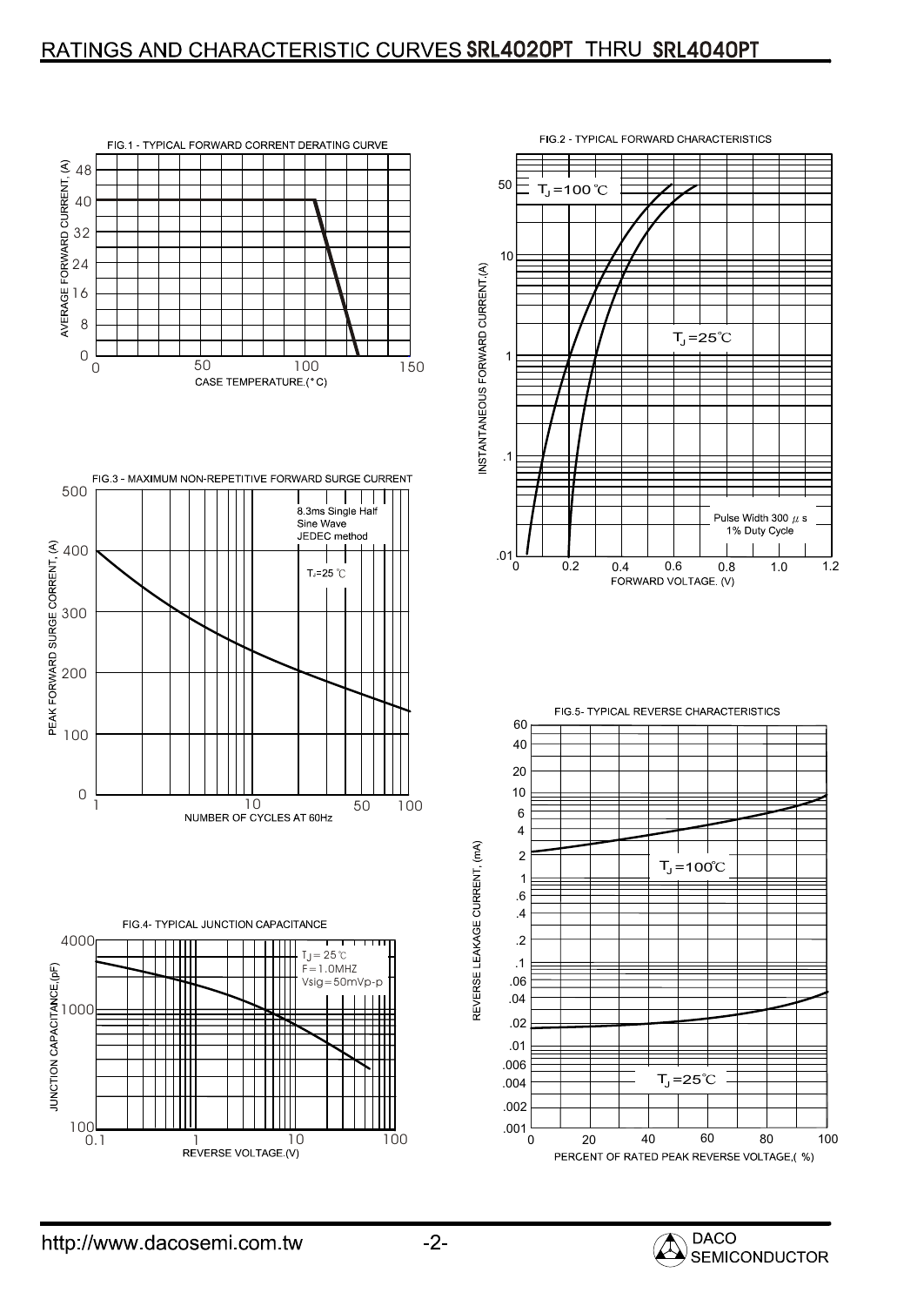# RATINGS AND CHARACTERISTIC CURVES SRL4020PT THRU SRL4040PT

FIG.1 - TYPICAL FORWARD CURRENT DERATING CURVE

AVERAGE FORWARD CURRENT, (A)

48
40
32
24
16
8
0

0
50
100
150

CASE TEMPERATURE.(°C)

FIG.2 - TYPICAL FORWARD CHARACTERISTICS

INSTANTANEOUS FORWARD CURRENT,(A)

50
10
1
.1
.01

$T_J$=100℃

$T_J$=25℃

Pulse Width 300 μs
1% Duty Cycle

0
0.2
0.4
0.6
0.8
1.0
1.2

FORWARD VOLTAGE. (V)

FIG.3 - MAXIMUM NON-REPETITIVE FORWARD SURGE CURRENT

PEAK FORWARD SURGE CORRENT, (A)

500
400
300
200
100
0

8.3ms Single Half
Sine Wave
JEDEC method

$T_J$=25 ℃

1
10
50
100

NUMBER OF CYCLES AT 60Hz

FIG.4- TYPICAL JUNCTION CAPACITANCE

JUNCTION CAPACITANCE,(pF)

4000
1000
100

$T_J$= 25 ℃
F=1.0MHZ
Vsig=50mVp-p

0.1
1
10
100

REVERSE VOLTAGE.(V)

FIG.5- TYPICAL REVERSE CHARACTERISTICS

REVERSE LEAKAGE CURRENT, (mA)

60
40
20
10
6
4
2
1
.6
.4
.2
.1
.06
.04
.02
.01
.006
.004
.002
.001

$T_J$=100℃

$T_J$=25℃

0
20
40
60
80
100

PERCENT OF RATED PEAK REVERSE VOLTAGE,( %)

http://www.dacosemi.com.tw

DACO SEMICONDUCTOR